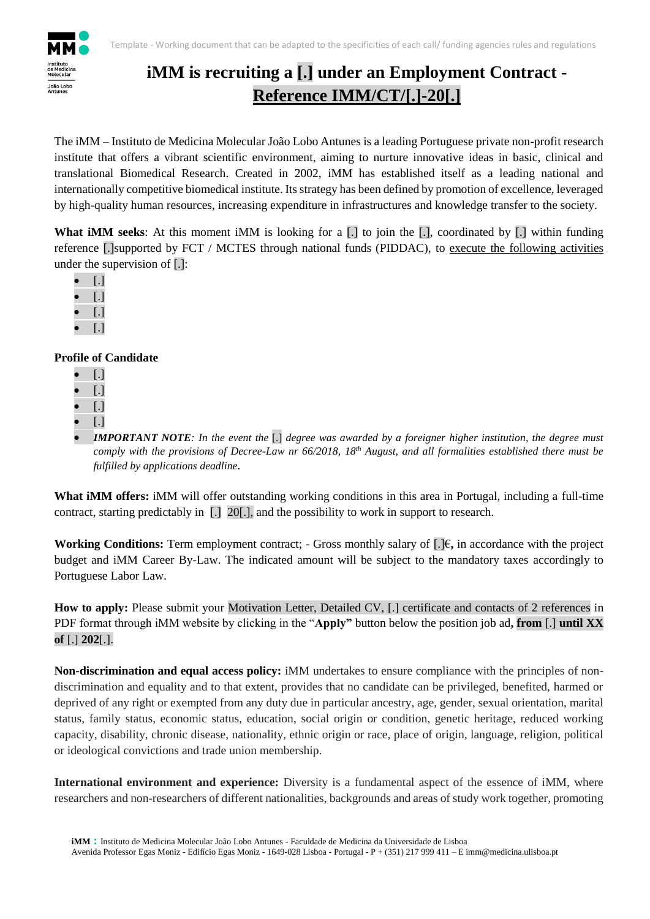Template - Working document that can be adapted to the specificities of each call/ funding agencies rules and regulations

# iMM is recruiting a [.] under an Employment Contract - Reference IMM/CT/[.]-20[.]

The iMM – Instituto de Medicina Molecular João Lobo Antunes is a leading Portuguese private non-profit research institute that offers a vibrant scientific environment, aiming to nurture innovative ideas in basic, clinical and translational Biomedical Research. Created in 2002, iMM has established itself as a leading national and internationally competitive biomedical institute. Its strategy has been defined by promotion of excellence, leveraged by high-quality human resources, increasing expenditure in infrastructures and knowledge transfer to the society.

**What iMM seeks**: At this moment iMM is looking for a [.] to join the [.], coordinated by [.] within funding reference [.]supported by FCT / MCTES through national funds (PIDDAC), to execute the following activities under the supervision of [.]:

- [.]
- [.]
- [.]
- [.]

**Profile of Candidate**

- [.]
- [.]
- [.]
- [.]
- ***IMPORTANT NOTE****: In the event the* [.] *degree was awarded by a foreigner higher institution, the degree must comply with the provisions of Decree-Law nr 66/2018, 18th August, and all formalities established there must be fulfilled by applications deadline*.

**What iMM offers:** iMM will offer outstanding working conditions in this area in Portugal, including a full-time contract, starting predictably in [.] 20[.], and the possibility to work in support to research.

**Working Conditions:** Term employment contract; - Gross monthly salary of [.]€**,** in accordance with the project budget and iMM Career By-Law. The indicated amount will be subject to the mandatory taxes accordingly to Portuguese Labor Law.

**How to apply:** Please submit your Motivation Letter, Detailed CV, [.] certificate and contacts of 2 references in PDF format through iMM website by clicking in the "**Apply"** button below the position job ad**, from** [.] **until XX of** [.] **202**[.].

**Non-discrimination and equal access policy:** iMM undertakes to ensure compliance with the principles of non-discrimination and equality and to that extent, provides that no candidate can be privileged, benefited, harmed or deprived of any right or exempted from any duty due in particular ancestry, age, gender, sexual orientation, marital status, family status, economic status, education, social origin or condition, genetic heritage, reduced working capacity, disability, chronic disease, nationality, ethnic origin or race, place of origin, language, religion, political or ideological convictions and trade union membership.

**International environment and experience:** Diversity is a fundamental aspect of the essence of iMM, where researchers and non-researchers of different nationalities, backgrounds and areas of study work together, promoting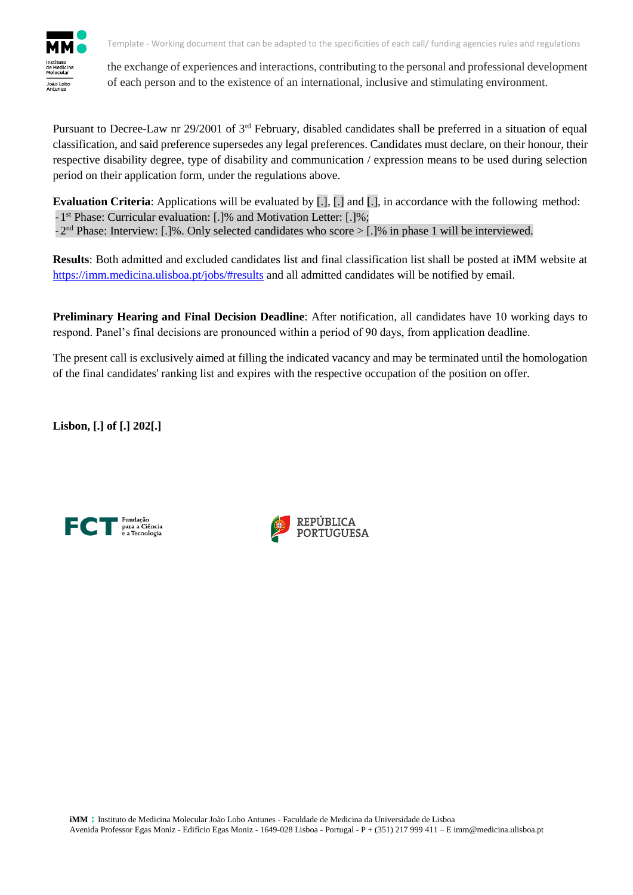the exchange of experiences and interactions, contributing to the personal and professional development of each person and to the existence of an international, inclusive and stimulating environment.

Pursuant to Decree-Law nr 29/2001 of 3rd February, disabled candidates shall be preferred in a situation of equal classification, and said preference supersedes any legal preferences. Candidates must declare, on their honour, their respective disability degree, type of disability and communication / expression means to be used during selection period on their application form, under the regulations above.

**Evaluation Criteria**: Applications will be evaluated by [.], [.] and [.], in accordance with the following method:
- 1st Phase: Curricular evaluation: [.]% and Motivation Letter: [.]%;
- 2nd Phase: Interview: [.]%. Only selected candidates who score > [.]% in phase 1 will be interviewed.

**Results**: Both admitted and excluded candidates list and final classification list shall be posted at iMM website at https://imm.medicina.ulisboa.pt/jobs/#results and all admitted candidates will be notified by email.

**Preliminary Hearing and Final Decision Deadline**: After notification, all candidates have 10 working days to respond. Panel's final decisions are pronounced within a period of 90 days, from application deadline.

The present call is exclusively aimed at filling the indicated vacancy and may be terminated until the homologation of the final candidates' ranking list and expires with the respective occupation of the position on offer.

**Lisbon, [.] of [.] 202[.]**

FCT Fundação para a Ciência e a Tecnologia

REPÚBLICA PORTUGUESA